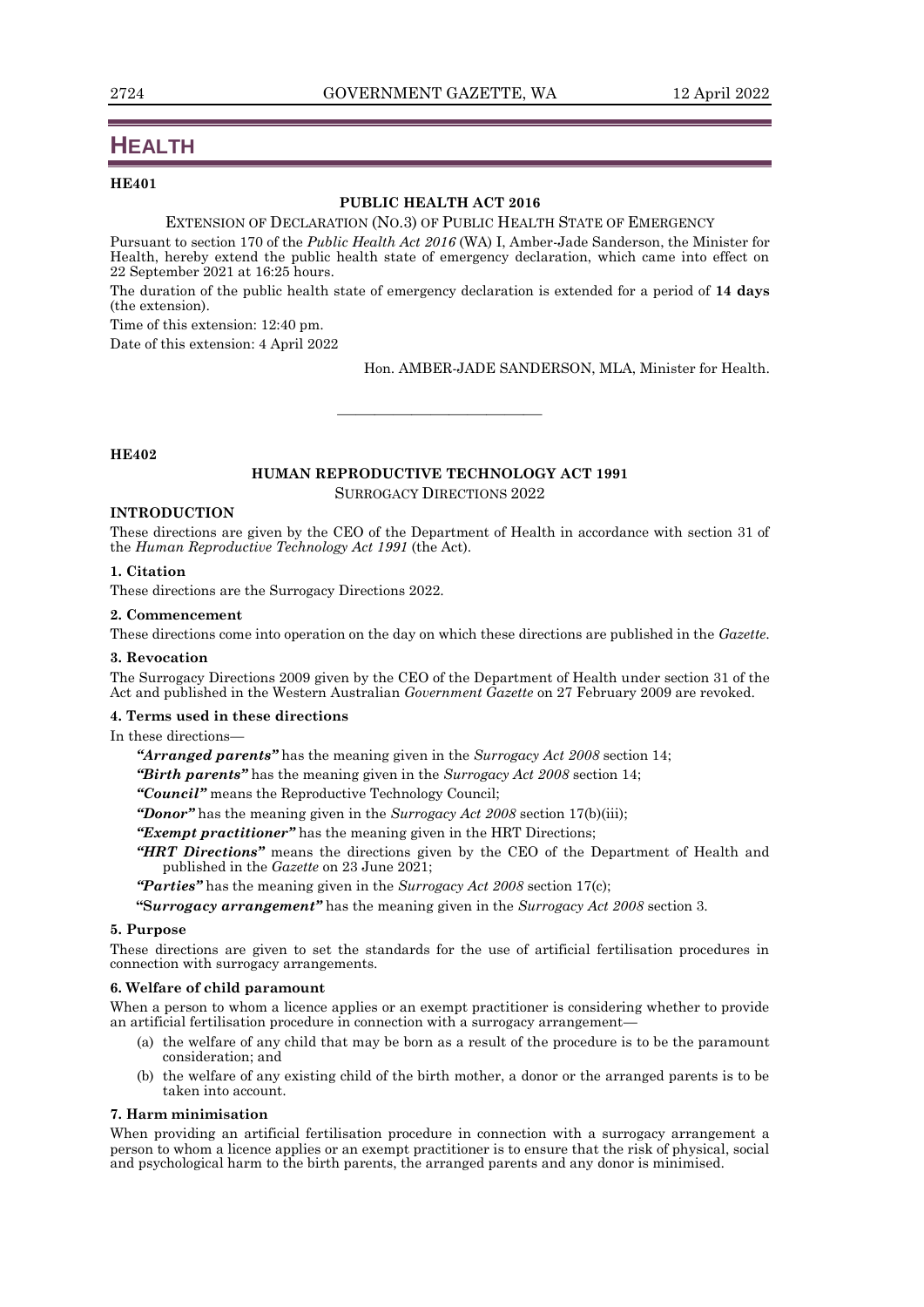# HEALTH

**HE401**

## PUBLIC HEALTH ACT 2016

EXTENSION OF DECLARATION (NO.3) OF PUBLIC HEALTH STATE OF EMERGENCY

Pursuant to section 170 of the *Public Health Act 2016* (WA) I, Amber-Jade Sanderson, the Minister for Health, hereby extend the public health state of emergency declaration, which came into effect on 22 September 2021 at 16:25 hours.

The duration of the public health state of emergency declaration is extended for a period of **14 days** (the extension).

Time of this extension: 12:40 pm.

Date of this extension: 4 April 2022

Hon. AMBER-JADE SANDERSON, MLA, Minister for Health.

---

**HE402**

## HUMAN REPRODUCTIVE TECHNOLOGY ACT 1991

SURROGACY DIRECTIONS 2022

### INTRODUCTION

These directions are given by the CEO of the Department of Health in accordance with section 31 of the *Human Reproductive Technology Act 1991* (the Act).

#### 1. Citation

These directions are the Surrogacy Directions 2022.

#### 2. Commencement

These directions come into operation on the day on which these directions are published in the *Gazette*.

#### 3. Revocation

The Surrogacy Directions 2009 given by the CEO of the Department of Health under section 31 of the Act and published in the Western Australian *Government Gazette* on 27 February 2009 are revoked.

#### 4. Terms used in these directions

In these directions—

***"Arranged parents"*** has the meaning given in the *Surrogacy Act 2008* section 14;

***"Birth parents"*** has the meaning given in the *Surrogacy Act 2008* section 14;

***"Council"*** means the Reproductive Technology Council;

***"Donor"*** has the meaning given in the *Surrogacy Act 2008* section 17(b)(iii);

***"Exempt practitioner"*** has the meaning given in the HRT Directions;

***"HRT Directions"*** means the directions given by the CEO of the Department of Health and published in the *Gazette* on 23 June 2021;

***"Parties"*** has the meaning given in the *Surrogacy Act 2008* section 17(c);

***"Surrogacy arrangement"*** has the meaning given in the *Surrogacy Act 2008* section 3.

#### 5. Purpose

These directions are given to set the standards for the use of artificial fertilisation procedures in connection with surrogacy arrangements.

#### 6. Welfare of child paramount

When a person to whom a licence applies or an exempt practitioner is considering whether to provide an artificial fertilisation procedure in connection with a surrogacy arrangement—

(a) the welfare of any child that may be born as a result of the procedure is to be the paramount consideration; and

(b) the welfare of any existing child of the birth mother, a donor or the arranged parents is to be taken into account.

#### 7. Harm minimisation

When providing an artificial fertilisation procedure in connection with a surrogacy arrangement a person to whom a licence applies or an exempt practitioner is to ensure that the risk of physical, social and psychological harm to the birth parents, the arranged parents and any donor is minimised.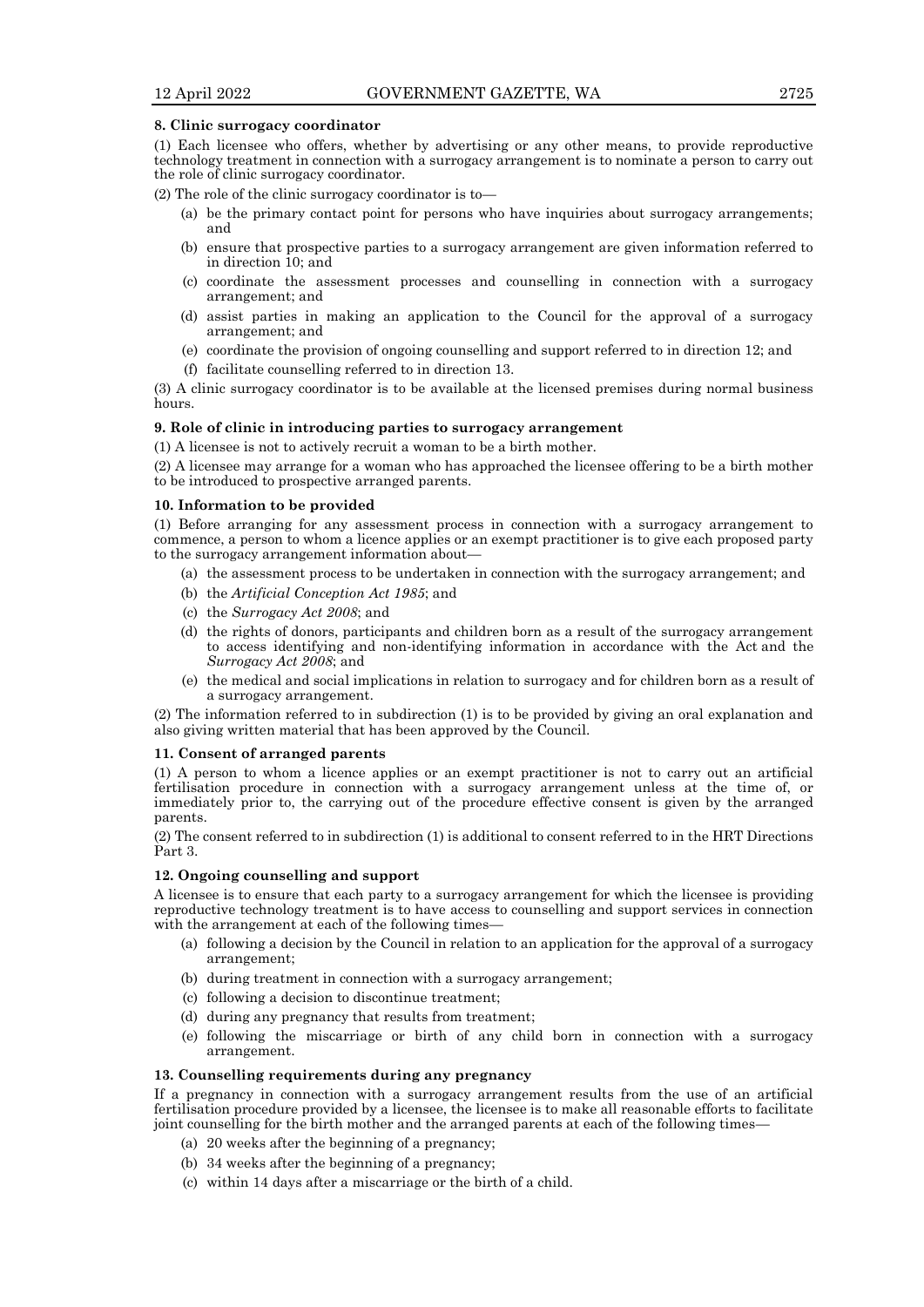**8. Clinic surrogacy coordinator**

(1) Each licensee who offers, whether by advertising or any other means, to provide reproductive technology treatment in connection with a surrogacy arrangement is to nominate a person to carry out the role of clinic surrogacy coordinator.

(2) The role of the clinic surrogacy coordinator is to—

- (a) be the primary contact point for persons who have inquiries about surrogacy arrangements; and
- (b) ensure that prospective parties to a surrogacy arrangement are given information referred to in direction 10; and
- (c) coordinate the assessment processes and counselling in connection with a surrogacy arrangement; and
- (d) assist parties in making an application to the Council for the approval of a surrogacy arrangement; and
- (e) coordinate the provision of ongoing counselling and support referred to in direction 12; and
- (f) facilitate counselling referred to in direction 13.

(3) A clinic surrogacy coordinator is to be available at the licensed premises during normal business hours.

**9. Role of clinic in introducing parties to surrogacy arrangement**

(1) A licensee is not to actively recruit a woman to be a birth mother.

(2) A licensee may arrange for a woman who has approached the licensee offering to be a birth mother to be introduced to prospective arranged parents.

**10. Information to be provided**

(1) Before arranging for any assessment process in connection with a surrogacy arrangement to commence, a person to whom a licence applies or an exempt practitioner is to give each proposed party to the surrogacy arrangement information about—

- (a) the assessment process to be undertaken in connection with the surrogacy arrangement; and
- (b) the *Artificial Conception Act 1985*; and
- (c) the *Surrogacy Act 2008*; and
- (d) the rights of donors, participants and children born as a result of the surrogacy arrangement to access identifying and non-identifying information in accordance with the Act and the *Surrogacy Act 2008*; and
- (e) the medical and social implications in relation to surrogacy and for children born as a result of a surrogacy arrangement.

(2) The information referred to in subdirection (1) is to be provided by giving an oral explanation and also giving written material that has been approved by the Council.

**11. Consent of arranged parents**

(1) A person to whom a licence applies or an exempt practitioner is not to carry out an artificial fertilisation procedure in connection with a surrogacy arrangement unless at the time of, or immediately prior to, the carrying out of the procedure effective consent is given by the arranged parents.

(2) The consent referred to in subdirection (1) is additional to consent referred to in the HRT Directions Part 3.

**12. Ongoing counselling and support**

A licensee is to ensure that each party to a surrogacy arrangement for which the licensee is providing reproductive technology treatment is to have access to counselling and support services in connection with the arrangement at each of the following times—

- (a) following a decision by the Council in relation to an application for the approval of a surrogacy arrangement;
- (b) during treatment in connection with a surrogacy arrangement;
- (c) following a decision to discontinue treatment;
- (d) during any pregnancy that results from treatment;
- (e) following the miscarriage or birth of any child born in connection with a surrogacy arrangement.

**13. Counselling requirements during any pregnancy**

If a pregnancy in connection with a surrogacy arrangement results from the use of an artificial fertilisation procedure provided by a licensee, the licensee is to make all reasonable efforts to facilitate joint counselling for the birth mother and the arranged parents at each of the following times—

- (a) 20 weeks after the beginning of a pregnancy;
- (b) 34 weeks after the beginning of a pregnancy;
- (c) within 14 days after a miscarriage or the birth of a child.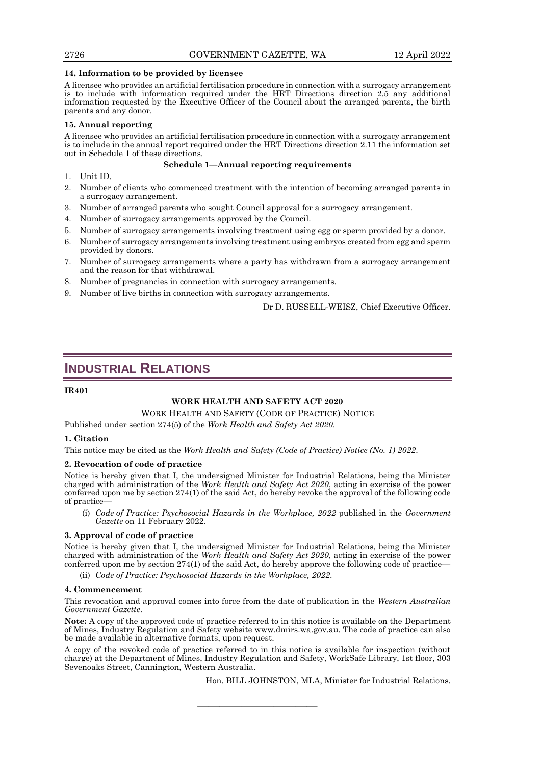### 14. Information to be provided by licensee

A licensee who provides an artificial fertilisation procedure in connection with a surrogacy arrangement is to include with information required under the HRT Directions direction 2.5 any additional information requested by the Executive Officer of the Council about the arranged parents, the birth parents and any donor.

### 15. Annual reporting

A licensee who provides an artificial fertilisation procedure in connection with a surrogacy arrangement is to include in the annual report required under the HRT Directions direction 2.11 the information set out in Schedule 1 of these directions.

#### Schedule 1—Annual reporting requirements

1. Unit ID.
2. Number of clients who commenced treatment with the intention of becoming arranged parents in a surrogacy arrangement.
3. Number of arranged parents who sought Council approval for a surrogacy arrangement.
4. Number of surrogacy arrangements approved by the Council.
5. Number of surrogacy arrangements involving treatment using egg or sperm provided by a donor.
6. Number of surrogacy arrangements involving treatment using embryos created from egg and sperm provided by donors.
7. Number of surrogacy arrangements where a party has withdrawn from a surrogacy arrangement and the reason for that withdrawal.
8. Number of pregnancies in connection with surrogacy arrangements.
9. Number of live births in connection with surrogacy arrangements.

Dr D. RUSSELL-WEISZ, Chief Executive Officer.

# INDUSTRIAL RELATIONS

**IR401**

## WORK HEALTH AND SAFETY ACT 2020

WORK HEALTH AND SAFETY (CODE OF PRACTICE) NOTICE

Published under section 274(5) of the *Work Health and Safety Act 2020*.

### 1. Citation

This notice may be cited as the *Work Health and Safety (Code of Practice) Notice (No. 1) 2022*.

### 2. Revocation of code of practice

Notice is hereby given that I, the undersigned Minister for Industrial Relations, being the Minister charged with administration of the *Work Health and Safety Act 2020*, acting in exercise of the power conferred upon me by section 274(1) of the said Act, do hereby revoke the approval of the following code of practice—

(i) *Code of Practice: Psychosocial Hazards in the Workplace, 2022* published in the *Government Gazette* on 11 February 2022.

### 3. Approval of code of practice

Notice is hereby given that I, the undersigned Minister for Industrial Relations, being the Minister charged with administration of the *Work Health and Safety Act 2020*, acting in exercise of the power conferred upon me by section 274(1) of the said Act, do hereby approve the following code of practice—

(ii) *Code of Practice: Psychosocial Hazards in the Workplace, 2022*.

### 4. Commencement

This revocation and approval comes into force from the date of publication in the *Western Australian Government Gazette*.

**Note:** A copy of the approved code of practice referred to in this notice is available on the Department of Mines, Industry Regulation and Safety website www.dmirs.wa.gov.au. The code of practice can also be made available in alternative formats, upon request.

A copy of the revoked code of practice referred to in this notice is available for inspection (without charge) at the Department of Mines, Industry Regulation and Safety, WorkSafe Library, 1st floor, 303 Sevenoaks Street, Cannington, Western Australia.

Hon. BILL JOHNSTON, MLA, Minister for Industrial Relations.

---